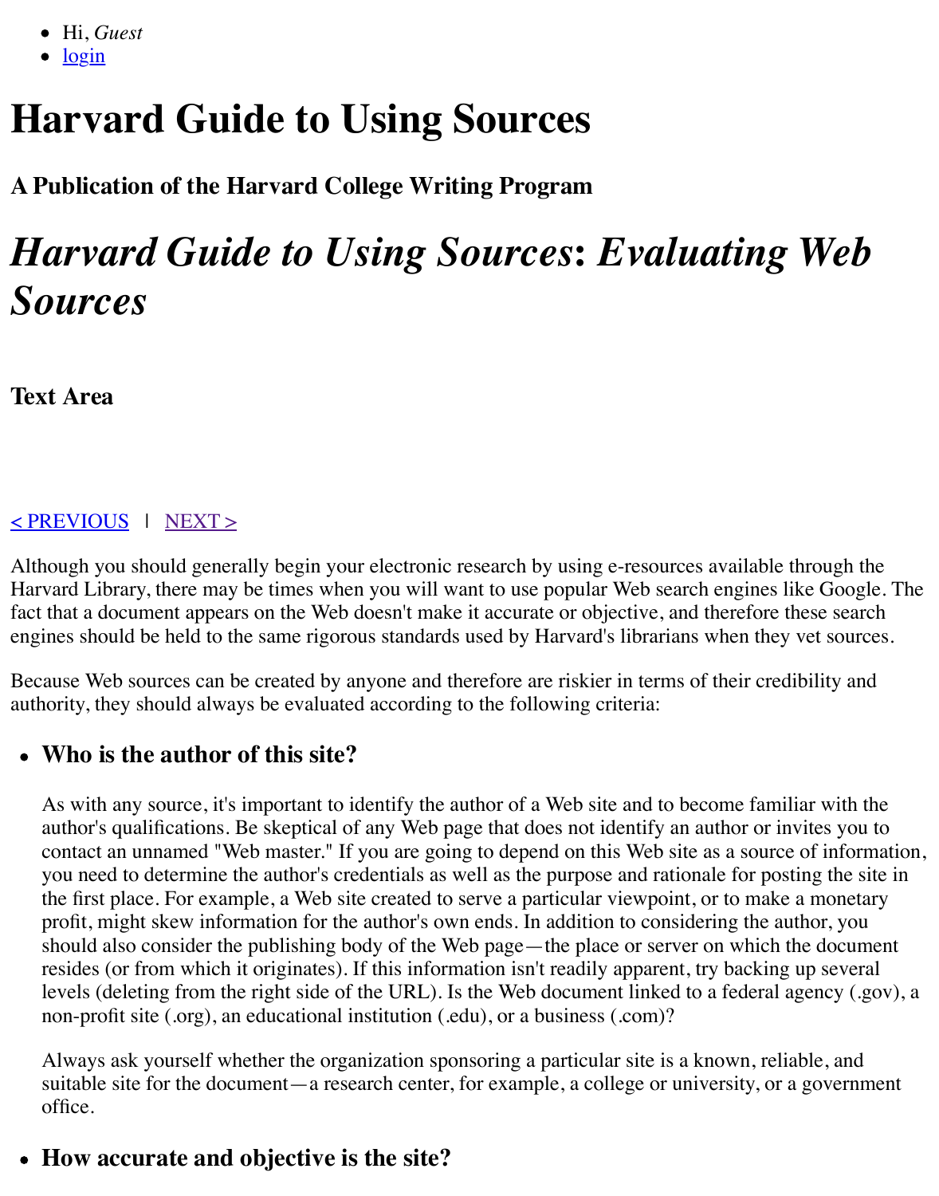- Hi, *Guest*
- login

# Harvard Guide to Using Sources

### A Publication of the Harvard College Writing Program

# *Harvard Guide to Using Sources*: *Evaluating Web Sources*

### Text Area

< PREVIOUS | NEXT >

Although you should generally begin your electronic research by using e-resources available through the Harvard Library, there may be times when you will want to use popular Web search engines like Google. The fact that a document appears on the Web doesn't make it accurate or objective, and therefore these search engines should be held to the same rigorous standards used by Harvard's librarians when they vet sources.

Because Web sources can be created by anyone and therefore are riskier in terms of their credibility and authority, they should always be evaluated according to the following criteria:

- ### Who is the author of this site?

  As with any source, it's important to identify the author of a Web site and to become familiar with the author's qualifications. Be skeptical of any Web page that does not identify an author or invites you to contact an unnamed "Web master." If you are going to depend on this Web site as a source of information, you need to determine the author's credentials as well as the purpose and rationale for posting the site in the first place. For example, a Web site created to serve a particular viewpoint, or to make a monetary profit, might skew information for the author's own ends. In addition to considering the author, you should also consider the publishing body of the Web page—the place or server on which the document resides (or from which it originates). If this information isn't readily apparent, try backing up several levels (deleting from the right side of the URL). Is the Web document linked to a federal agency (.gov), a non-profit site (.org), an educational institution (.edu), or a business (.com)?

  Always ask yourself whether the organization sponsoring a particular site is a known, reliable, and suitable site for the document—a research center, for example, a college or university, or a government office.

- ### How accurate and objective is the site?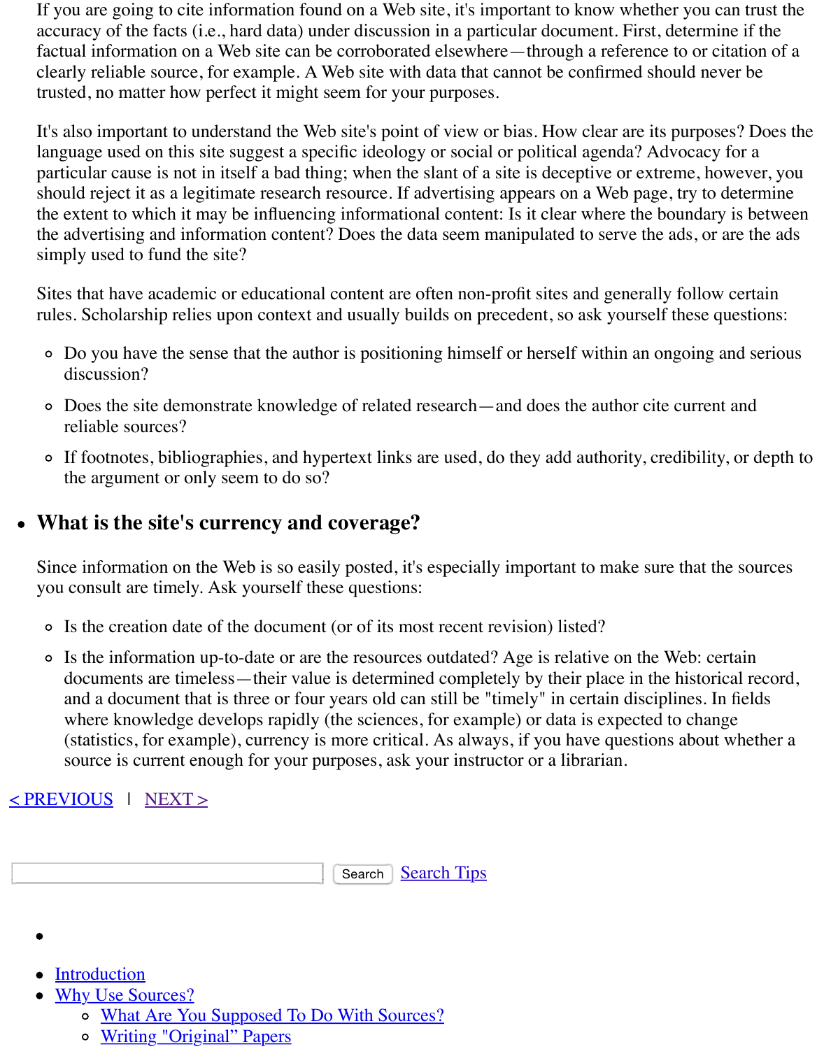If you are going to cite information found on a Web site, it's important to know whether you can trust the accuracy of the facts (i.e., hard data) under discussion in a particular document. First, determine if the factual information on a Web site can be corroborated elsewhere—through a reference to or citation of a clearly reliable source, for example. A Web site with data that cannot be confirmed should never be trusted, no matter how perfect it might seem for your purposes.

It's also important to understand the Web site's point of view or bias. How clear are its purposes? Does the language used on this site suggest a specific ideology or social or political agenda? Advocacy for a particular cause is not in itself a bad thing; when the slant of a site is deceptive or extreme, however, you should reject it as a legitimate research resource. If advertising appears on a Web page, try to determine the extent to which it may be influencing informational content: Is it clear where the boundary is between the advertising and information content? Does the data seem manipulated to serve the ads, or are the ads simply used to fund the site?

Sites that have academic or educational content are often non-profit sites and generally follow certain rules. Scholarship relies upon context and usually builds on precedent, so ask yourself these questions:

- Do you have the sense that the author is positioning himself or herself within an ongoing and serious discussion?
- Does the site demonstrate knowledge of related research—and does the author cite current and reliable sources?
- If footnotes, bibliographies, and hypertext links are used, do they add authority, credibility, or depth to the argument or only seem to do so?

## What is the site's currency and coverage?

Since information on the Web is so easily posted, it's especially important to make sure that the sources you consult are timely. Ask yourself these questions:

- Is the creation date of the document (or of its most recent revision) listed?
- Is the information up-to-date or are the resources outdated? Age is relative on the Web: certain documents are timeless—their value is determined completely by their place in the historical record, and a document that is three or four years old can still be "timely" in certain disciplines. In fields where knowledge develops rapidly (the sciences, for example) or data is expected to change (statistics, for example), currency is more critical. As always, if you have questions about whether a source is current enough for your purposes, ask your instructor or a librarian.

< PREVIOUS | NEXT >

Search | Search Tips

- Introduction
- Why Use Sources?
  - What Are You Supposed To Do With Sources?
  - Writing "Original" Papers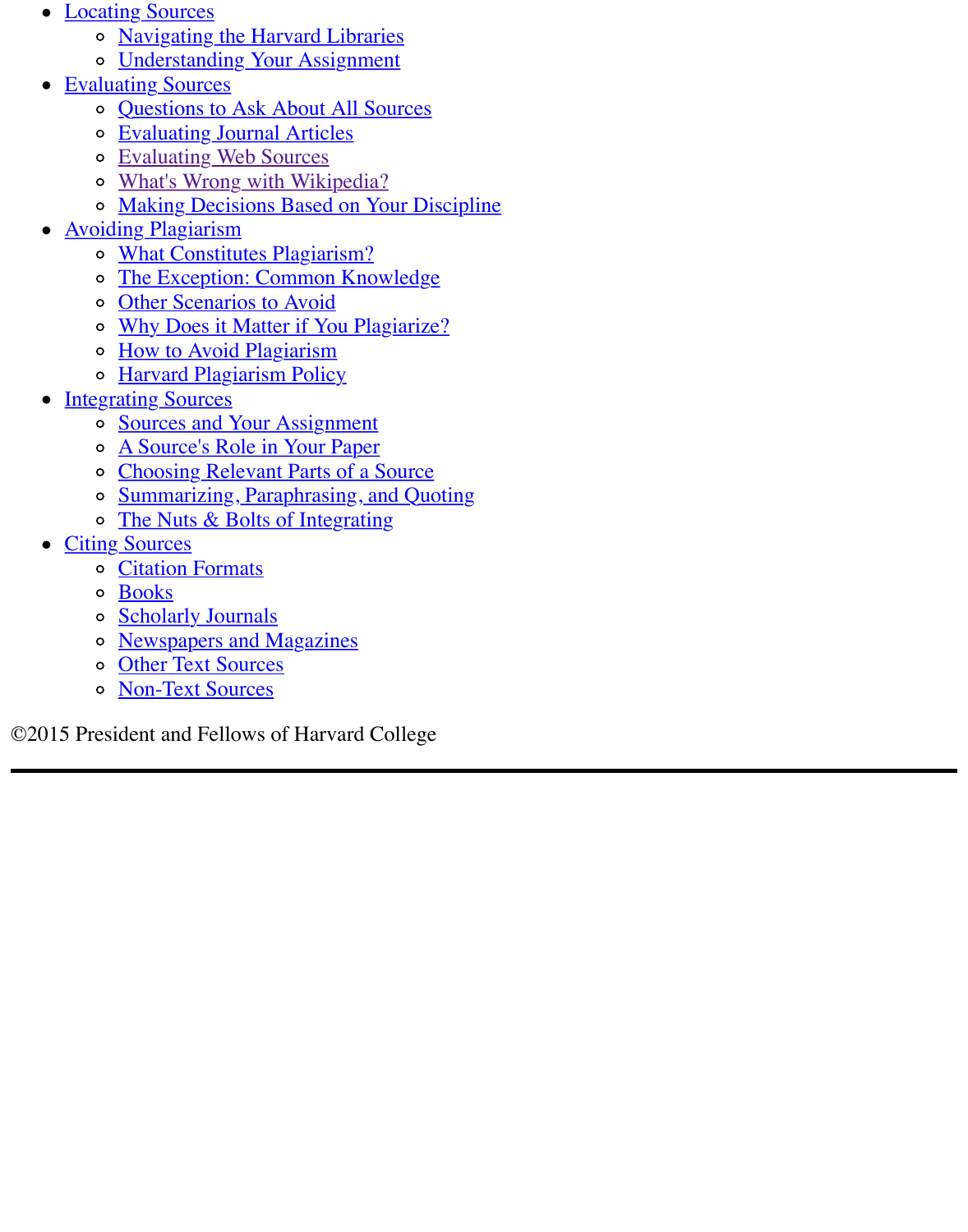- Locating Sources
  - Navigating the Harvard Libraries
  - Understanding Your Assignment
- Evaluating Sources
  - Questions to Ask About All Sources
  - Evaluating Journal Articles
  - Evaluating Web Sources
  - What's Wrong with Wikipedia?
  - Making Decisions Based on Your Discipline
- Avoiding Plagiarism
  - What Constitutes Plagiarism?
  - The Exception: Common Knowledge
  - Other Scenarios to Avoid
  - Why Does it Matter if You Plagiarize?
  - How to Avoid Plagiarism
  - Harvard Plagiarism Policy
- Integrating Sources
  - Sources and Your Assignment
  - A Source's Role in Your Paper
  - Choosing Relevant Parts of a Source
  - Summarizing, Paraphrasing, and Quoting
  - The Nuts & Bolts of Integrating
- Citing Sources
  - Citation Formats
  - Books
  - Scholarly Journals
  - Newspapers and Magazines
  - Other Text Sources
  - Non-Text Sources

©2015 President and Fellows of Harvard College

---